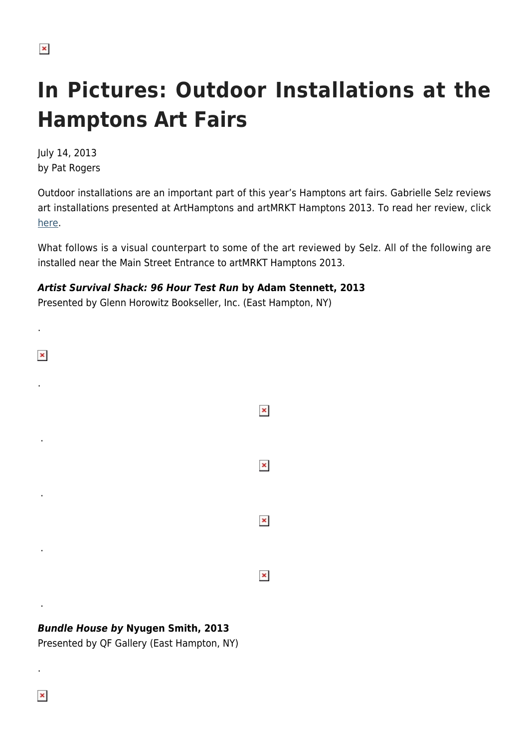# In Pictures: Outdoor Installations at the Hamptons Art Fairs

July 14, 2013
by Pat Rogers

Outdoor installations are an important part of this year's Hamptons art fairs. Gabrielle Selz reviews art installations presented at ArtHamptons and artMRKT Hamptons 2013. To read her review, click here.

What follows is a visual counterpart to some of the art reviewed by Selz. All of the following are installed near the Main Street Entrance to artMRKT Hamptons 2013.

***Artist Survival Shack: 96 Hour Test Run* by Adam Stennett, 2013**
Presented by Glenn Horowitz Bookseller, Inc. (East Hampton, NY)

.

.

.

.

.

.

***Bundle House by* Nyugen Smith, 2013**
Presented by QF Gallery (East Hampton, NY)

.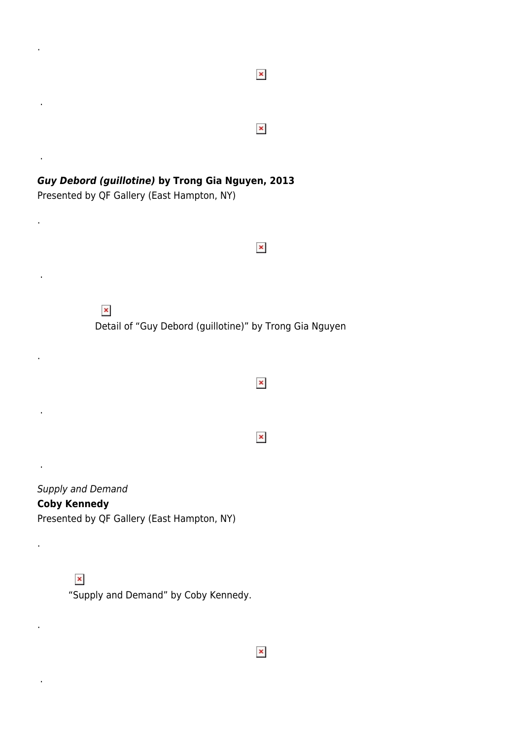.

.

.

***Guy Debord (guillotine)* by Trong Gia Nguyen, 2013**
Presented by QF Gallery (East Hampton, NY)

.

.

Detail of "Guy Debord (guillotine)" by Trong Gia Nguyen

.

.

.

*Supply and Demand*
**Coby Kennedy**
Presented by QF Gallery (East Hampton, NY)

.

"Supply and Demand" by Coby Kennedy.

.

.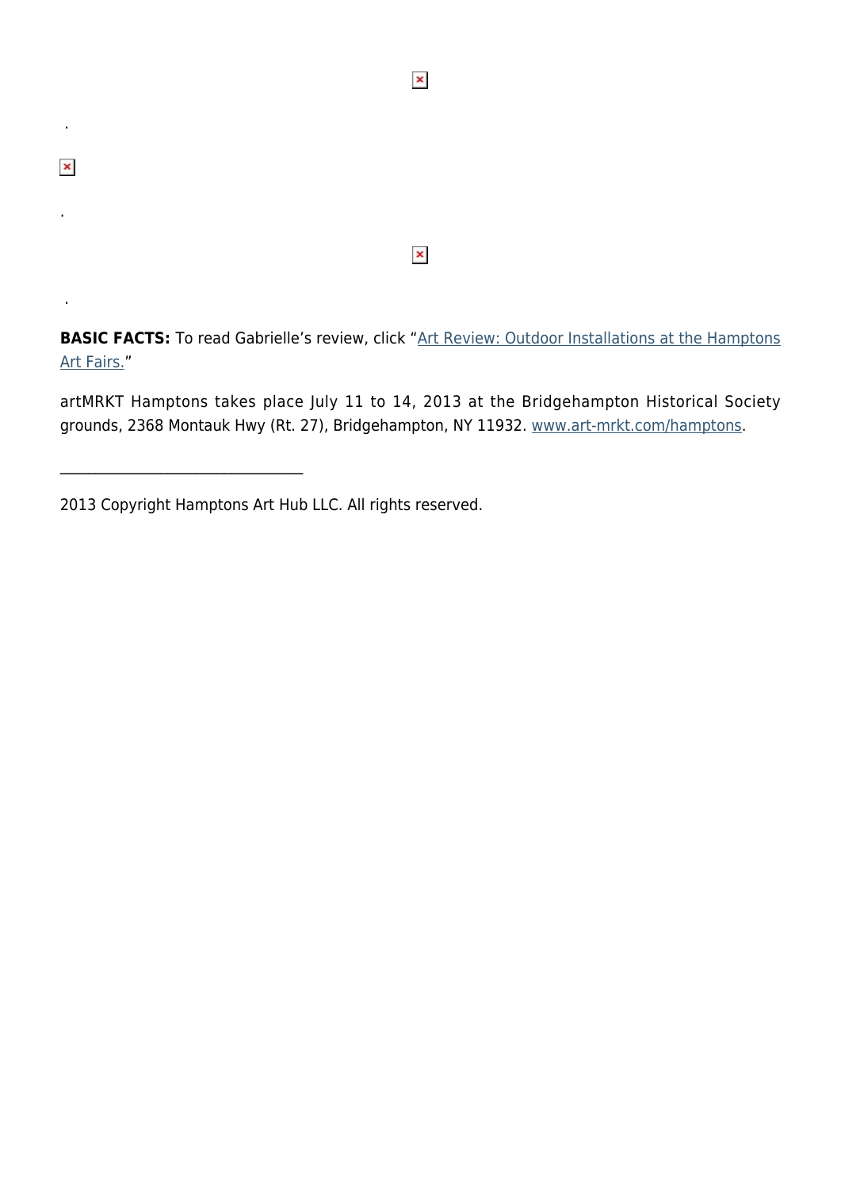**BASIC FACTS:** To read Gabrielle's review, click "Art Review: Outdoor Installations at the Hamptons Art Fairs."

artMRKT Hamptons takes place July 11 to 14, 2013 at the Bridgehampton Historical Society grounds, 2368 Montauk Hwy (Rt. 27), Bridgehampton, NY 11932. www.art-mrkt.com/hamptons.

_______________________________

2013 Copyright Hamptons Art Hub LLC. All rights reserved.